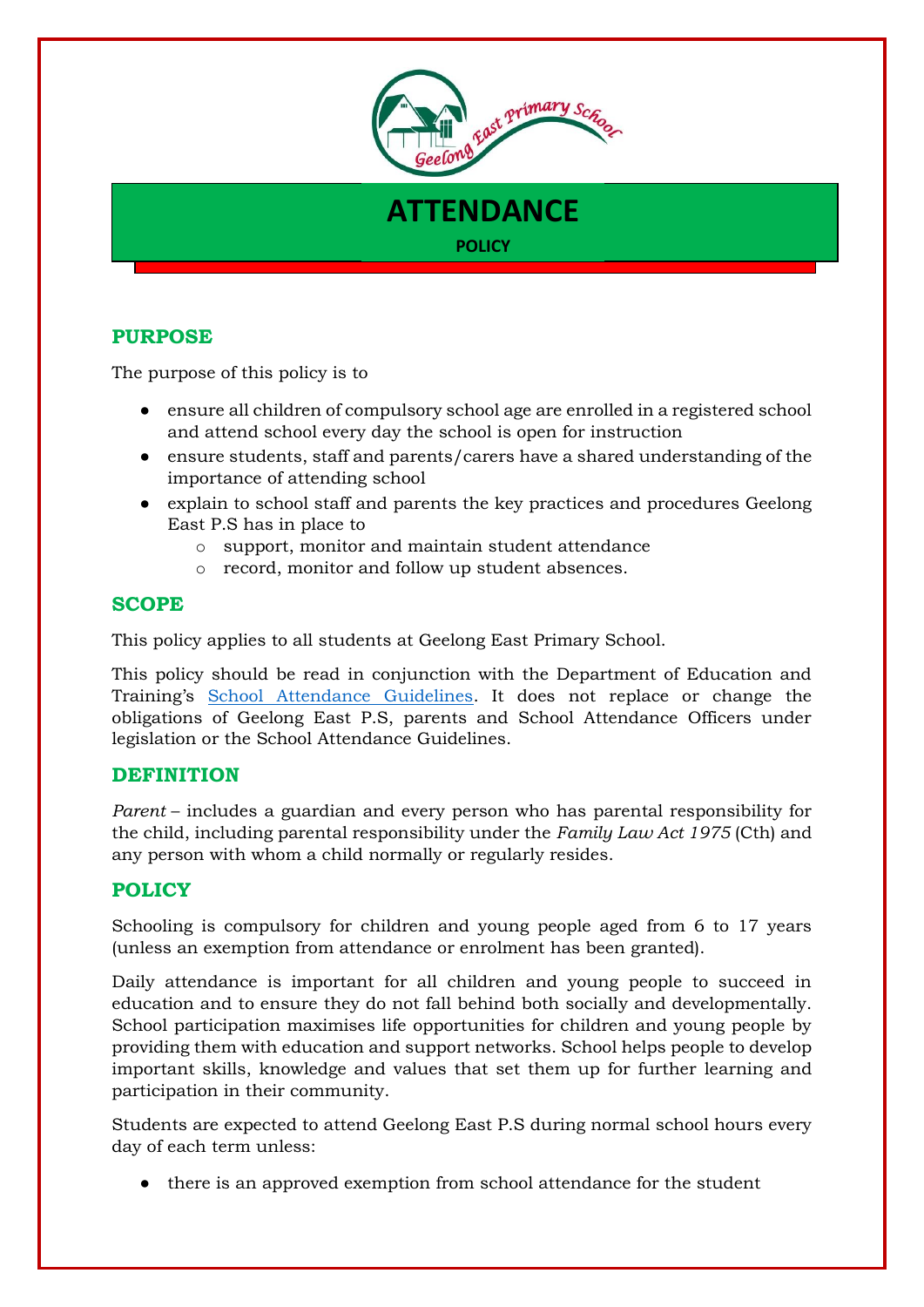# ATTENDANCE

**POLICY**

## PURPOSE

The purpose of this policy is to

- ensure all children of compulsory school age are enrolled in a registered school and attend school every day the school is open for instruction
- ensure students, staff and parents/carers have a shared understanding of the importance of attending school
- explain to school staff and parents the key practices and procedures Geelong East P.S has in place to
  - support, monitor and maintain student attendance
  - record, monitor and follow up student absences.

## SCOPE

This policy applies to all students at Geelong East Primary School.

This policy should be read in conjunction with the Department of Education and Training's [School Attendance Guidelines](). It does not replace or change the obligations of Geelong East P.S, parents and School Attendance Officers under legislation or the School Attendance Guidelines.

## DEFINITION

*Parent* – includes a guardian and every person who has parental responsibility for the child, including parental responsibility under the *Family Law Act 1975* (Cth) and any person with whom a child normally or regularly resides.

## POLICY

Schooling is compulsory for children and young people aged from 6 to 17 years (unless an exemption from attendance or enrolment has been granted).

Daily attendance is important for all children and young people to succeed in education and to ensure they do not fall behind both socially and developmentally. School participation maximises life opportunities for children and young people by providing them with education and support networks. School helps people to develop important skills, knowledge and values that set them up for further learning and participation in their community.

Students are expected to attend Geelong East P.S during normal school hours every day of each term unless:

- there is an approved exemption from school attendance for the student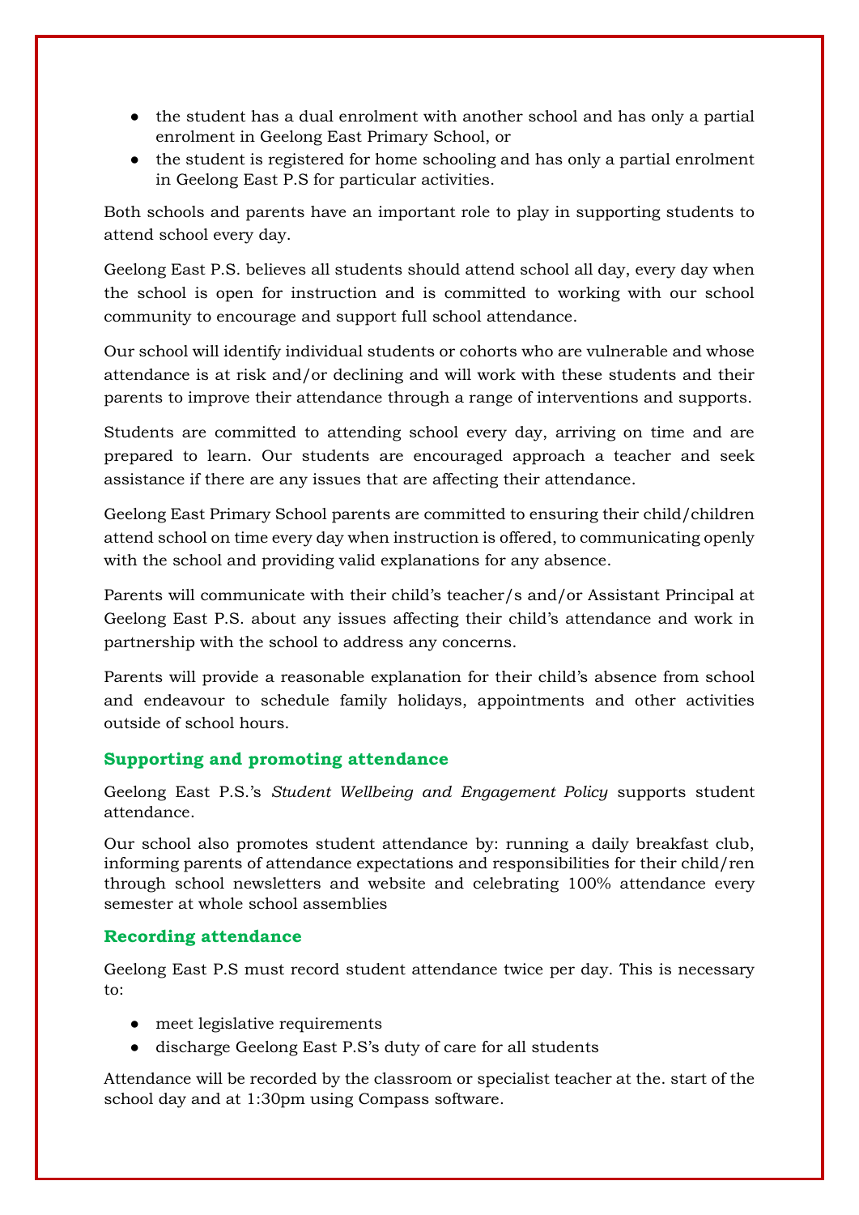- the student has a dual enrolment with another school and has only a partial enrolment in Geelong East Primary School, or
- the student is registered for home schooling and has only a partial enrolment in Geelong East P.S for particular activities.

Both schools and parents have an important role to play in supporting students to attend school every day.

Geelong East P.S. believes all students should attend school all day, every day when the school is open for instruction and is committed to working with our school community to encourage and support full school attendance.

Our school will identify individual students or cohorts who are vulnerable and whose attendance is at risk and/or declining and will work with these students and their parents to improve their attendance through a range of interventions and supports.

Students are committed to attending school every day, arriving on time and are prepared to learn. Our students are encouraged approach a teacher and seek assistance if there are any issues that are affecting their attendance.

Geelong East Primary School parents are committed to ensuring their child/children attend school on time every day when instruction is offered, to communicating openly with the school and providing valid explanations for any absence.

Parents will communicate with their child's teacher/s and/or Assistant Principal at Geelong East P.S. about any issues affecting their child's attendance and work in partnership with the school to address any concerns.

Parents will provide a reasonable explanation for their child's absence from school and endeavour to schedule family holidays, appointments and other activities outside of school hours.

### Supporting and promoting attendance

Geelong East P.S.'s *Student Wellbeing and Engagement Policy* supports student attendance.

Our school also promotes student attendance by: running a daily breakfast club, informing parents of attendance expectations and responsibilities for their child/ren through school newsletters and website and celebrating 100% attendance every semester at whole school assemblies

### Recording attendance

Geelong East P.S must record student attendance twice per day. This is necessary to:

- meet legislative requirements
- discharge Geelong East P.S's duty of care for all students

Attendance will be recorded by the classroom or specialist teacher at the. start of the school day and at 1:30pm using Compass software.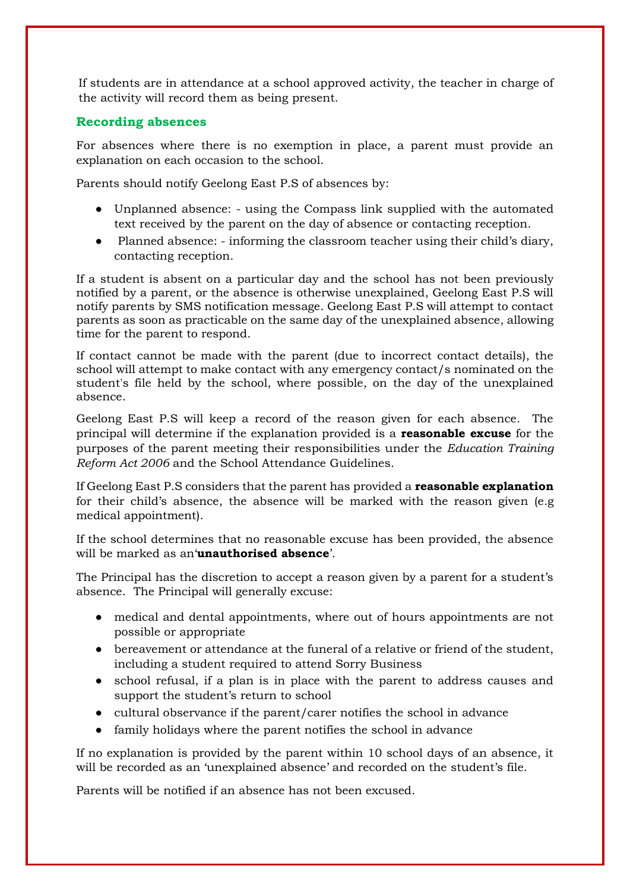If students are in attendance at a school approved activity, the teacher in charge of the activity will record them as being present.

## Recording absences

For absences where there is no exemption in place, a parent must provide an explanation on each occasion to the school.

Parents should notify Geelong East P.S of absences by:

- Unplanned absence: - using the Compass link supplied with the automated text received by the parent on the day of absence or contacting reception.
- Planned absence: - informing the classroom teacher using their child's diary, contacting reception.

If a student is absent on a particular day and the school has not been previously notified by a parent, or the absence is otherwise unexplained, Geelong East P.S will notify parents by SMS notification message. Geelong East P.S will attempt to contact parents as soon as practicable on the same day of the unexplained absence, allowing time for the parent to respond.

If contact cannot be made with the parent (due to incorrect contact details), the school will attempt to make contact with any emergency contact/s nominated on the student's file held by the school, where possible, on the day of the unexplained absence.

Geelong East P.S will keep a record of the reason given for each absence. The principal will determine if the explanation provided is a **reasonable excuse** for the purposes of the parent meeting their responsibilities under the *Education Training Reform Act 2006* and the School Attendance Guidelines.

If Geelong East P.S considers that the parent has provided a **reasonable explanation** for their child's absence, the absence will be marked with the reason given (e.g medical appointment).

If the school determines that no reasonable excuse has been provided, the absence will be marked as an'**unauthorised absence**'.

The Principal has the discretion to accept a reason given by a parent for a student's absence. The Principal will generally excuse:

- medical and dental appointments, where out of hours appointments are not possible or appropriate
- bereavement or attendance at the funeral of a relative or friend of the student, including a student required to attend Sorry Business
- school refusal, if a plan is in place with the parent to address causes and support the student's return to school
- cultural observance if the parent/carer notifies the school in advance
- family holidays where the parent notifies the school in advance

If no explanation is provided by the parent within 10 school days of an absence, it will be recorded as an 'unexplained absence' and recorded on the student's file.

Parents will be notified if an absence has not been excused.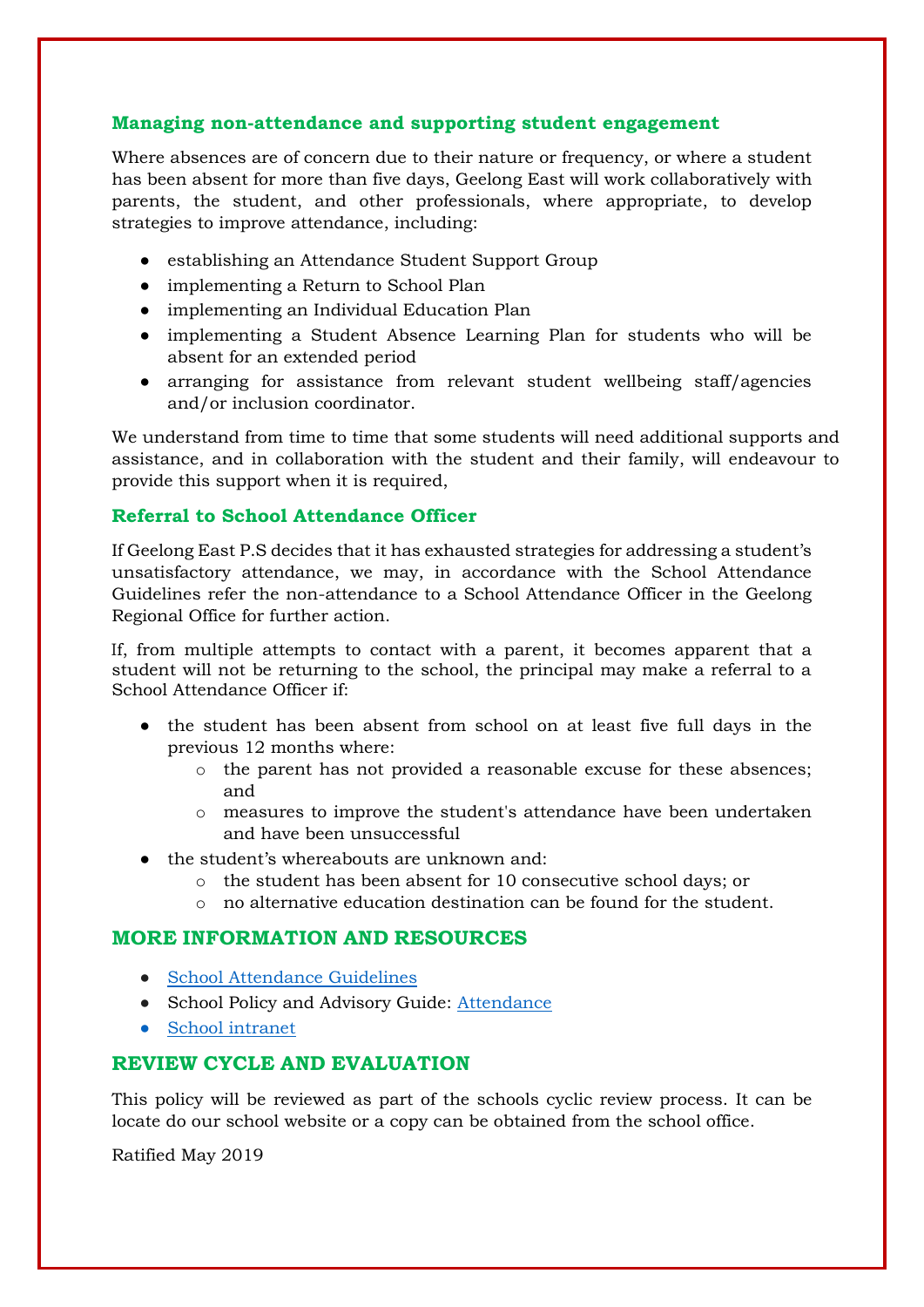### Managing non-attendance and supporting student engagement

Where absences are of concern due to their nature or frequency, or where a student has been absent for more than five days, Geelong East will work collaboratively with parents, the student, and other professionals, where appropriate, to develop strategies to improve attendance, including:

- establishing an Attendance Student Support Group
- implementing a Return to School Plan
- implementing an Individual Education Plan
- implementing a Student Absence Learning Plan for students who will be absent for an extended period
- arranging for assistance from relevant student wellbeing staff/agencies and/or inclusion coordinator.

We understand from time to time that some students will need additional supports and assistance, and in collaboration with the student and their family, will endeavour to provide this support when it is required,

### Referral to School Attendance Officer

If Geelong East P.S decides that it has exhausted strategies for addressing a student's unsatisfactory attendance, we may, in accordance with the School Attendance Guidelines refer the non-attendance to a School Attendance Officer in the Geelong Regional Office for further action.

If, from multiple attempts to contact with a parent, it becomes apparent that a student will not be returning to the school, the principal may make a referral to a School Attendance Officer if:

- the student has been absent from school on at least five full days in the previous 12 months where:
  - the parent has not provided a reasonable excuse for these absences; and
  - measures to improve the student's attendance have been undertaken and have been unsuccessful
- the student's whereabouts are unknown and:
  - the student has been absent for 10 consecutive school days; or
  - no alternative education destination can be found for the student.

## MORE INFORMATION AND RESOURCES

- School Attendance Guidelines
- School Policy and Advisory Guide: Attendance
- School intranet

## REVIEW CYCLE AND EVALUATION

This policy will be reviewed as part of the schools cyclic review process. It can be locate do our school website or a copy can be obtained from the school office.

Ratified May 2019